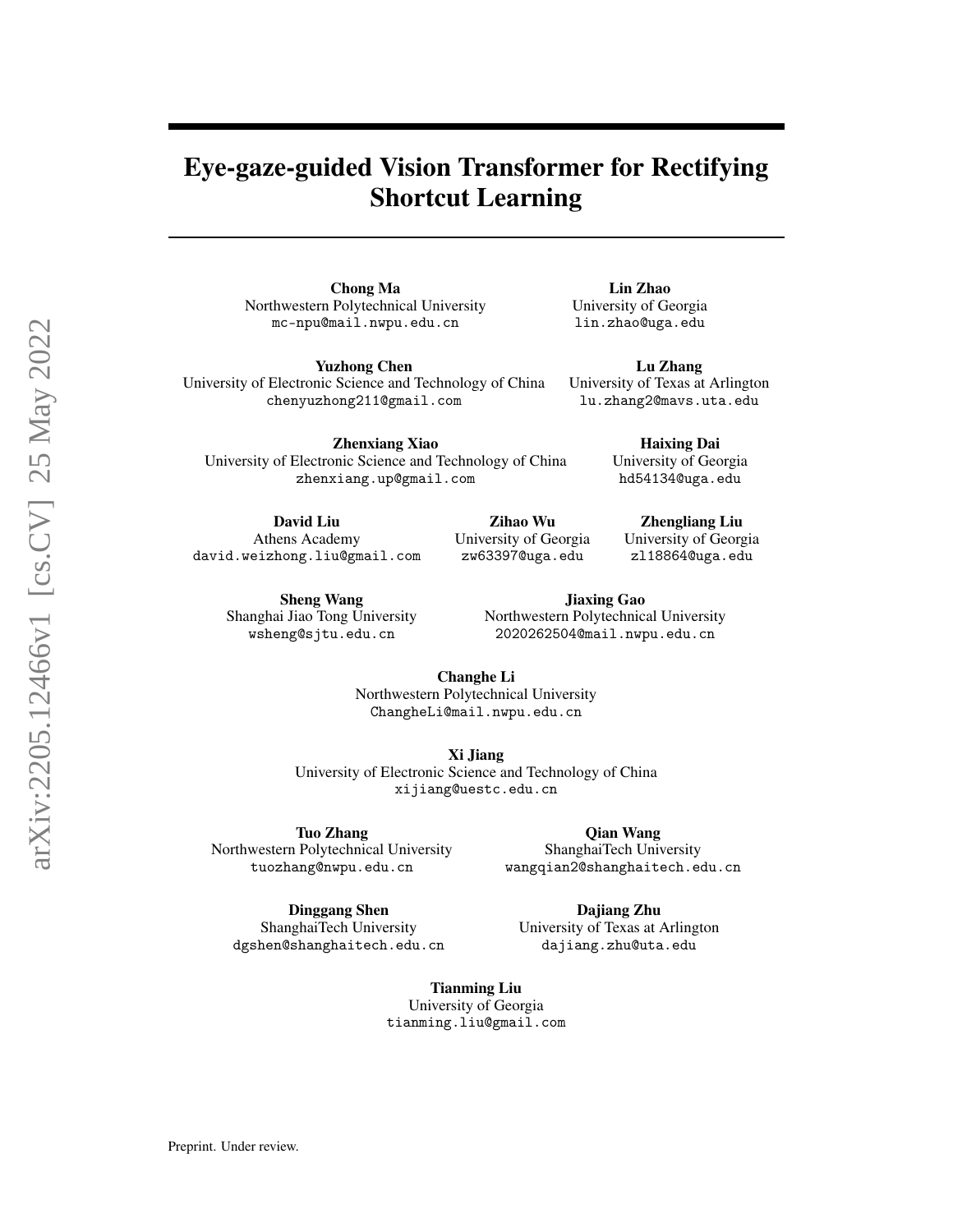# Eye-gaze-guided Vision Transformer for Rectifying Shortcut Learning

**Chong Ma**
Northwestern Polytechnical University
mc-npu@mail.nwpu.edu.cn

**Lin Zhao**
University of Georgia
lin.zhao@uga.edu

**Yuzhong Chen**
University of Electronic Science and Technology of China
chenyuzhong211@gmail.com

**Lu Zhang**
University of Texas at Arlington
lu.zhang2@mavs.uta.edu

**Zhenxiang Xiao**
University of Electronic Science and Technology of China
zhenxiang.up@gmail.com

**Haixing Dai**
University of Georgia
hd54134@uga.edu

**David Liu**
Athens Academy
david.weizhong.liu@gmail.com

**Zihao Wu**
University of Georgia
zw63397@uga.edu

**Zhengliang Liu**
University of Georgia
zl18864@uga.edu

**Sheng Wang**
Shanghai Jiao Tong University
wsheng@sjtu.edu.cn

**Jiaxing Gao**
Northwestern Polytechnical University
2020262504@mail.nwpu.edu.cn

**Changhe Li**
Northwestern Polytechnical University
ChangheLi@mail.nwpu.edu.cn

**Xi Jiang**
University of Electronic Science and Technology of China
xijiang@uestc.edu.cn

**Tuo Zhang**
Northwestern Polytechnical University
tuozhang@nwpu.edu.cn

**Qian Wang**
ShanghaiTech University
wangqian2@shanghaitech.edu.cn

**Dinggang Shen**
ShanghaiTech University
dgshen@shanghaitech.edu.cn

**Dajiang Zhu**
University of Texas at Arlington
dajiang.zhu@uta.edu

**Tianming Liu**
University of Georgia
tianming.liu@gmail.com

Preprint. Under review.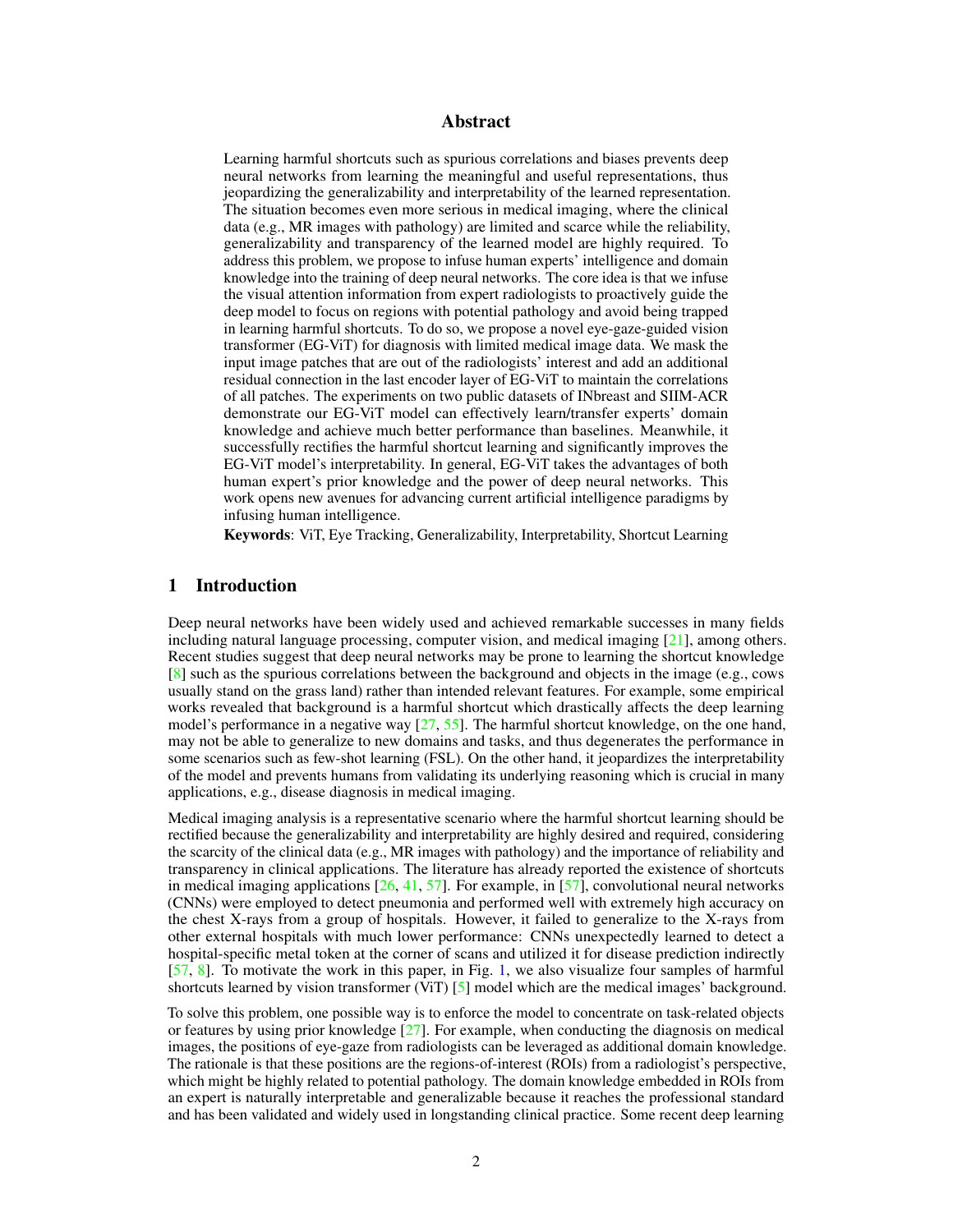## Abstract

Learning harmful shortcuts such as spurious correlations and biases prevents deep neural networks from learning the meaningful and useful representations, thus jeopardizing the generalizability and interpretability of the learned representation. The situation becomes even more serious in medical imaging, where the clinical data (e.g., MR images with pathology) are limited and scarce while the reliability, generalizability and transparency of the learned model are highly required. To address this problem, we propose to infuse human experts' intelligence and domain knowledge into the training of deep neural networks. The core idea is that we infuse the visual attention information from expert radiologists to proactively guide the deep model to focus on regions with potential pathology and avoid being trapped in learning harmful shortcuts. To do so, we propose a novel eye-gaze-guided vision transformer (EG-ViT) for diagnosis with limited medical image data. We mask the input image patches that are out of the radiologists' interest and add an additional residual connection in the last encoder layer of EG-ViT to maintain the correlations of all patches. The experiments on two public datasets of INbreast and SIIM-ACR demonstrate our EG-ViT model can effectively learn/transfer experts' domain knowledge and achieve much better performance than baselines. Meanwhile, it successfully rectifies the harmful shortcut learning and significantly improves the EG-ViT model's interpretability. In general, EG-ViT takes the advantages of both human expert's prior knowledge and the power of deep neural networks. This work opens new avenues for advancing current artificial intelligence paradigms by infusing human intelligence.

**Keywords**: ViT, Eye Tracking, Generalizability, Interpretability, Shortcut Learning

## 1 Introduction

Deep neural networks have been widely used and achieved remarkable successes in many fields including natural language processing, computer vision, and medical imaging [21], among others. Recent studies suggest that deep neural networks may be prone to learning the shortcut knowledge [8] such as the spurious correlations between the background and objects in the image (e.g., cows usually stand on the grass land) rather than intended relevant features. For example, some empirical works revealed that background is a harmful shortcut which drastically affects the deep learning model's performance in a negative way [27, 55]. The harmful shortcut knowledge, on the one hand, may not be able to generalize to new domains and tasks, and thus degenerates the performance in some scenarios such as few-shot learning (FSL). On the other hand, it jeopardizes the interpretability of the model and prevents humans from validating its underlying reasoning which is crucial in many applications, e.g., disease diagnosis in medical imaging.

Medical imaging analysis is a representative scenario where the harmful shortcut learning should be rectified because the generalizability and interpretability are highly desired and required, considering the scarcity of the clinical data (e.g., MR images with pathology) and the importance of reliability and transparency in clinical applications. The literature has already reported the existence of shortcuts in medical imaging applications [26, 41, 57]. For example, in [57], convolutional neural networks (CNNs) were employed to detect pneumonia and performed well with extremely high accuracy on the chest X-rays from a group of hospitals. However, it failed to generalize to the X-rays from other external hospitals with much lower performance: CNNs unexpectedly learned to detect a hospital-specific metal token at the corner of scans and utilized it for disease prediction indirectly [57, 8]. To motivate the work in this paper, in Fig. 1, we also visualize four samples of harmful shortcuts learned by vision transformer (ViT) [5] model which are the medical images' background.

To solve this problem, one possible way is to enforce the model to concentrate on task-related objects or features by using prior knowledge [27]. For example, when conducting the diagnosis on medical images, the positions of eye-gaze from radiologists can be leveraged as additional domain knowledge. The rationale is that these positions are the regions-of-interest (ROIs) from a radiologist's perspective, which might be highly related to potential pathology. The domain knowledge embedded in ROIs from an expert is naturally interpretable and generalizable because it reaches the professional standard and has been validated and widely used in longstanding clinical practice. Some recent deep learning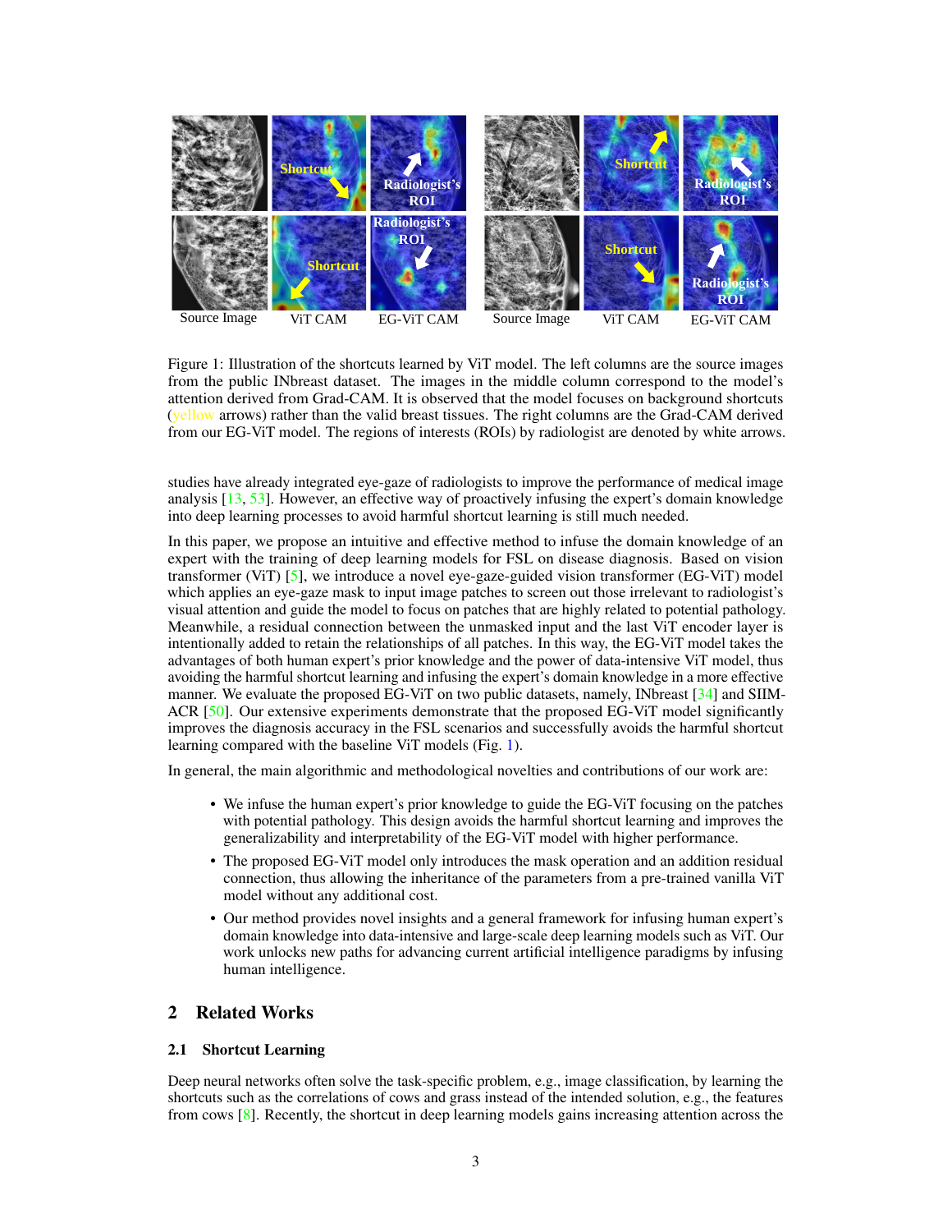Figure 1: Illustration of the shortcuts learned by ViT model. The left columns are the source images from the public INbreast dataset. The images in the middle column correspond to the model's attention derived from Grad-CAM. It is observed that the model focuses on background shortcuts (yellow arrows) rather than the valid breast tissues. The right columns are the Grad-CAM derived from our EG-ViT model. The regions of interests (ROIs) by radiologist are denoted by white arrows.

studies have already integrated eye-gaze of radiologists to improve the performance of medical image analysis [13, 53]. However, an effective way of proactively infusing the expert's domain knowledge into deep learning processes to avoid harmful shortcut learning is still much needed.

In this paper, we propose an intuitive and effective method to infuse the domain knowledge of an expert with the training of deep learning models for FSL on disease diagnosis. Based on vision transformer (ViT) [5], we introduce a novel eye-gaze-guided vision transformer (EG-ViT) model which applies an eye-gaze mask to input image patches to screen out those irrelevant to radiologist's visual attention and guide the model to focus on patches that are highly related to potential pathology. Meanwhile, a residual connection between the unmasked input and the last ViT encoder layer is intentionally added to retain the relationships of all patches. In this way, the EG-ViT model takes the advantages of both human expert's prior knowledge and the power of data-intensive ViT model, thus avoiding the harmful shortcut learning and infusing the expert's domain knowledge in a more effective manner. We evaluate the proposed EG-ViT on two public datasets, namely, INbreast [34] and SIIM-ACR [50]. Our extensive experiments demonstrate that the proposed EG-ViT model significantly improves the diagnosis accuracy in the FSL scenarios and successfully avoids the harmful shortcut learning compared with the baseline ViT models (Fig. 1).

In general, the main algorithmic and methodological novelties and contributions of our work are:

- We infuse the human expert's prior knowledge to guide the EG-ViT focusing on the patches with potential pathology. This design avoids the harmful shortcut learning and improves the generalizability and interpretability of the EG-ViT model with higher performance.
- The proposed EG-ViT model only introduces the mask operation and an addition residual connection, thus allowing the inheritance of the parameters from a pre-trained vanilla ViT model without any additional cost.
- Our method provides novel insights and a general framework for infusing human expert's domain knowledge into data-intensive and large-scale deep learning models such as ViT. Our work unlocks new paths for advancing current artificial intelligence paradigms by infusing human intelligence.

## 2 Related Works

### 2.1 Shortcut Learning

Deep neural networks often solve the task-specific problem, e.g., image classification, by learning the shortcuts such as the correlations of cows and grass instead of the intended solution, e.g., the features from cows [8]. Recently, the shortcut in deep learning models gains increasing attention across the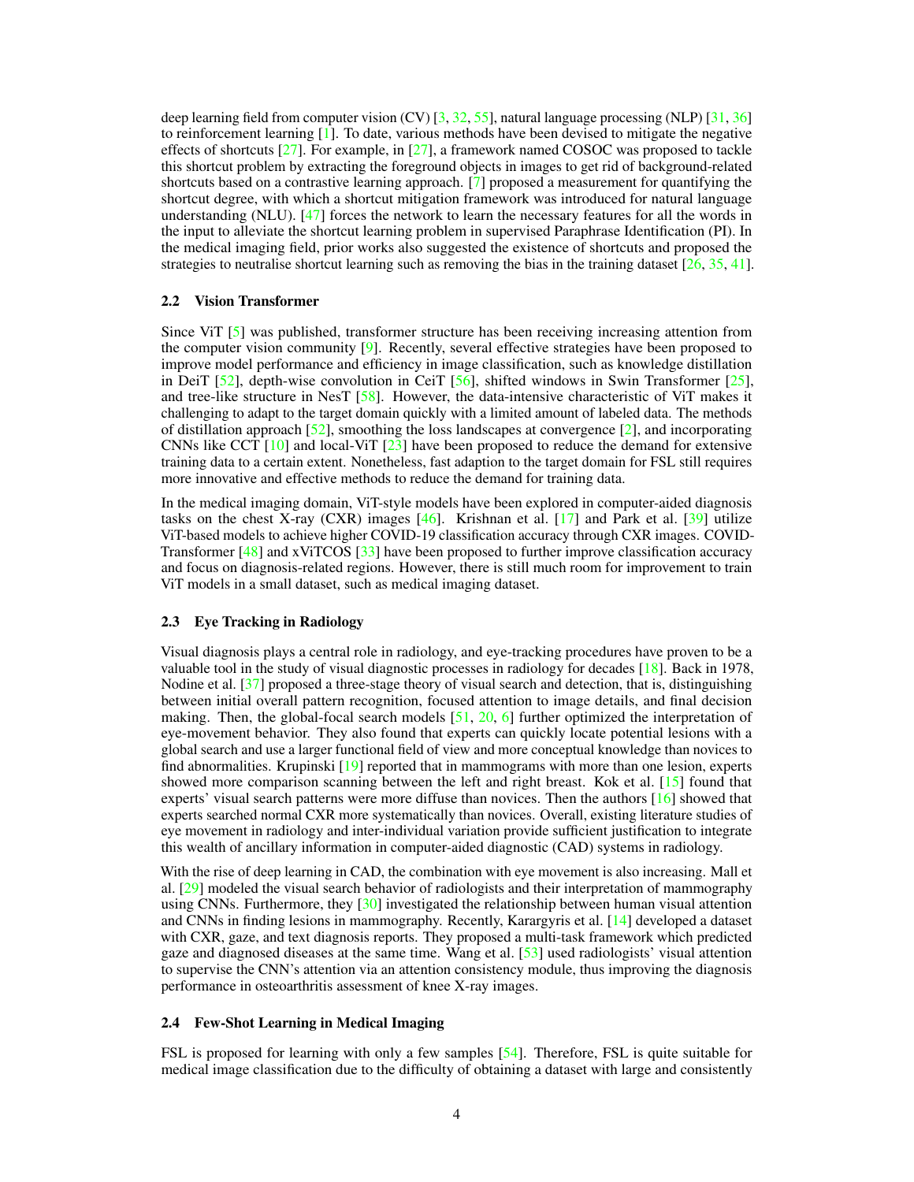deep learning field from computer vision (CV) [3, 32, 55], natural language processing (NLP) [31, 36] to reinforcement learning [1]. To date, various methods have been devised to mitigate the negative effects of shortcuts [27]. For example, in [27], a framework named COSOC was proposed to tackle this shortcut problem by extracting the foreground objects in images to get rid of background-related shortcuts based on a contrastive learning approach. [7] proposed a measurement for quantifying the shortcut degree, with which a shortcut mitigation framework was introduced for natural language understanding (NLU). [47] forces the network to learn the necessary features for all the words in the input to alleviate the shortcut learning problem in supervised Paraphrase Identification (PI). In the medical imaging field, prior works also suggested the existence of shortcuts and proposed the strategies to neutralise shortcut learning such as removing the bias in the training dataset [26, 35, 41].

### 2.2 Vision Transformer

Since ViT [5] was published, transformer structure has been receiving increasing attention from the computer vision community [9]. Recently, several effective strategies have been proposed to improve model performance and efficiency in image classification, such as knowledge distillation in DeiT [52], depth-wise convolution in CeiT [56], shifted windows in Swin Transformer [25], and tree-like structure in NesT [58]. However, the data-intensive characteristic of ViT makes it challenging to adapt to the target domain quickly with a limited amount of labeled data. The methods of distillation approach [52], smoothing the loss landscapes at convergence [2], and incorporating CNNs like CCT [10] and local-ViT [23] have been proposed to reduce the demand for extensive training data to a certain extent. Nonetheless, fast adaption to the target domain for FSL still requires more innovative and effective methods to reduce the demand for training data.

In the medical imaging domain, ViT-style models have been explored in computer-aided diagnosis tasks on the chest X-ray (CXR) images [46]. Krishnan et al. [17] and Park et al. [39] utilize ViT-based models to achieve higher COVID-19 classification accuracy through CXR images. COVID-Transformer [48] and xViTCOS [33] have been proposed to further improve classification accuracy and focus on diagnosis-related regions. However, there is still much room for improvement to train ViT models in a small dataset, such as medical imaging dataset.

### 2.3 Eye Tracking in Radiology

Visual diagnosis plays a central role in radiology, and eye-tracking procedures have proven to be a valuable tool in the study of visual diagnostic processes in radiology for decades [18]. Back in 1978, Nodine et al. [37] proposed a three-stage theory of visual search and detection, that is, distinguishing between initial overall pattern recognition, focused attention to image details, and final decision making. Then, the global-focal search models [51, 20, 6] further optimized the interpretation of eye-movement behavior. They also found that experts can quickly locate potential lesions with a global search and use a larger functional field of view and more conceptual knowledge than novices to find abnormalities. Krupinski [19] reported that in mammograms with more than one lesion, experts showed more comparison scanning between the left and right breast. Kok et al. [15] found that experts' visual search patterns were more diffuse than novices. Then the authors [16] showed that experts searched normal CXR more systematically than novices. Overall, existing literature studies of eye movement in radiology and inter-individual variation provide sufficient justification to integrate this wealth of ancillary information in computer-aided diagnostic (CAD) systems in radiology.

With the rise of deep learning in CAD, the combination with eye movement is also increasing. Mall et al. [29] modeled the visual search behavior of radiologists and their interpretation of mammography using CNNs. Furthermore, they [30] investigated the relationship between human visual attention and CNNs in finding lesions in mammography. Recently, Karargyris et al. [14] developed a dataset with CXR, gaze, and text diagnosis reports. They proposed a multi-task framework which predicted gaze and diagnosed diseases at the same time. Wang et al. [53] used radiologists' visual attention to supervise the CNN's attention via an attention consistency module, thus improving the diagnosis performance in osteoarthritis assessment of knee X-ray images.

### 2.4 Few-Shot Learning in Medical Imaging

FSL is proposed for learning with only a few samples [54]. Therefore, FSL is quite suitable for medical image classification due to the difficulty of obtaining a dataset with large and consistently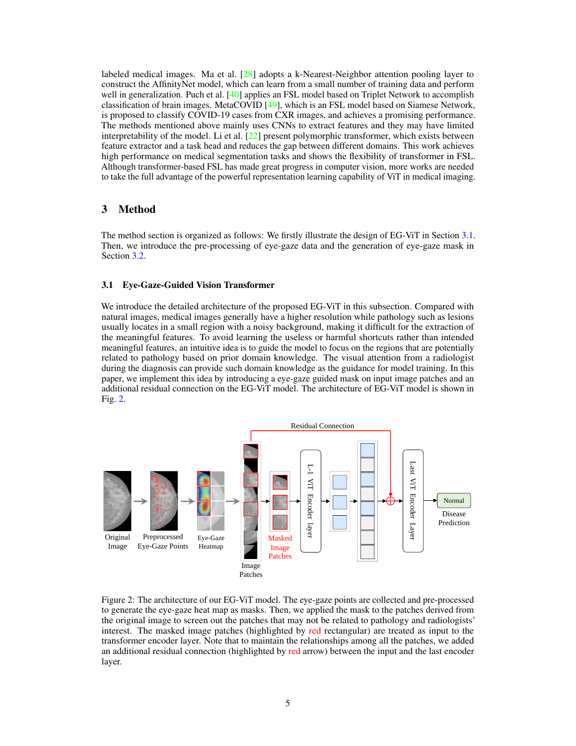labeled medical images. Ma et al. [28] adopts a k-Nearest-Neighbor attention pooling layer to construct the AffinityNet model, which can learn from a small number of training data and perform well in generalization. Puch et al. [40] applies an FSL model based on Triplet Network to accomplish classification of brain images. MetaCOVID [49], which is an FSL model based on Siamese Network, is proposed to classify COVID-19 cases from CXR images, and achieves a promising performance. The methods mentioned above mainly uses CNNs to extract features and they may have limited interpretability of the model. Li et al. [22] present polymorphic transformer, which exists between feature extractor and a task head and reduces the gap between different domains. This work achieves high performance on medical segmentation tasks and shows the flexibility of transformer in FSL. Although transformer-based FSL has made great progress in computer vision, more works are needed to take the full advantage of the powerful representation learning capability of ViT in medical imaging.

## 3 Method

The method section is organized as follows: We firstly illustrate the design of EG-ViT in Section 3.1. Then, we introduce the pre-processing of eye-gaze data and the generation of eye-gaze mask in Section 3.2.

### 3.1 Eye-Gaze-Guided Vision Transformer

We introduce the detailed architecture of the proposed EG-ViT in this subsection. Compared with natural images, medical images generally have a higher resolution while pathology such as lesions usually locates in a small region with a noisy background, making it difficult for the extraction of the meaningful features. To avoid learning the useless or harmful shortcuts rather than intended meaningful features, an intuitive idea is to guide the model to focus on the regions that are potentially related to pathology based on prior domain knowledge. The visual attention from a radiologist during the diagnosis can provide such domain knowledge as the guidance for model training. In this paper, we implement this idea by introducing a eye-gaze guided mask on input image patches and an additional residual connection on the EG-ViT model. The architecture of EG-ViT model is shown in Fig. 2.

Figure 2: The architecture of our EG-ViT model. The eye-gaze points are collected and pre-processed to generate the eye-gaze heat map as masks. Then, we applied the mask to the patches derived from the original image to screen out the patches that may not be related to pathology and radiologists' interest. The masked image patches (highlighted by red rectangular) are treated as input to the transformer encoder layer. Note that to maintain the relationships among all the patches, we added an additional residual connection (highlighted by red arrow) between the input and the last encoder layer.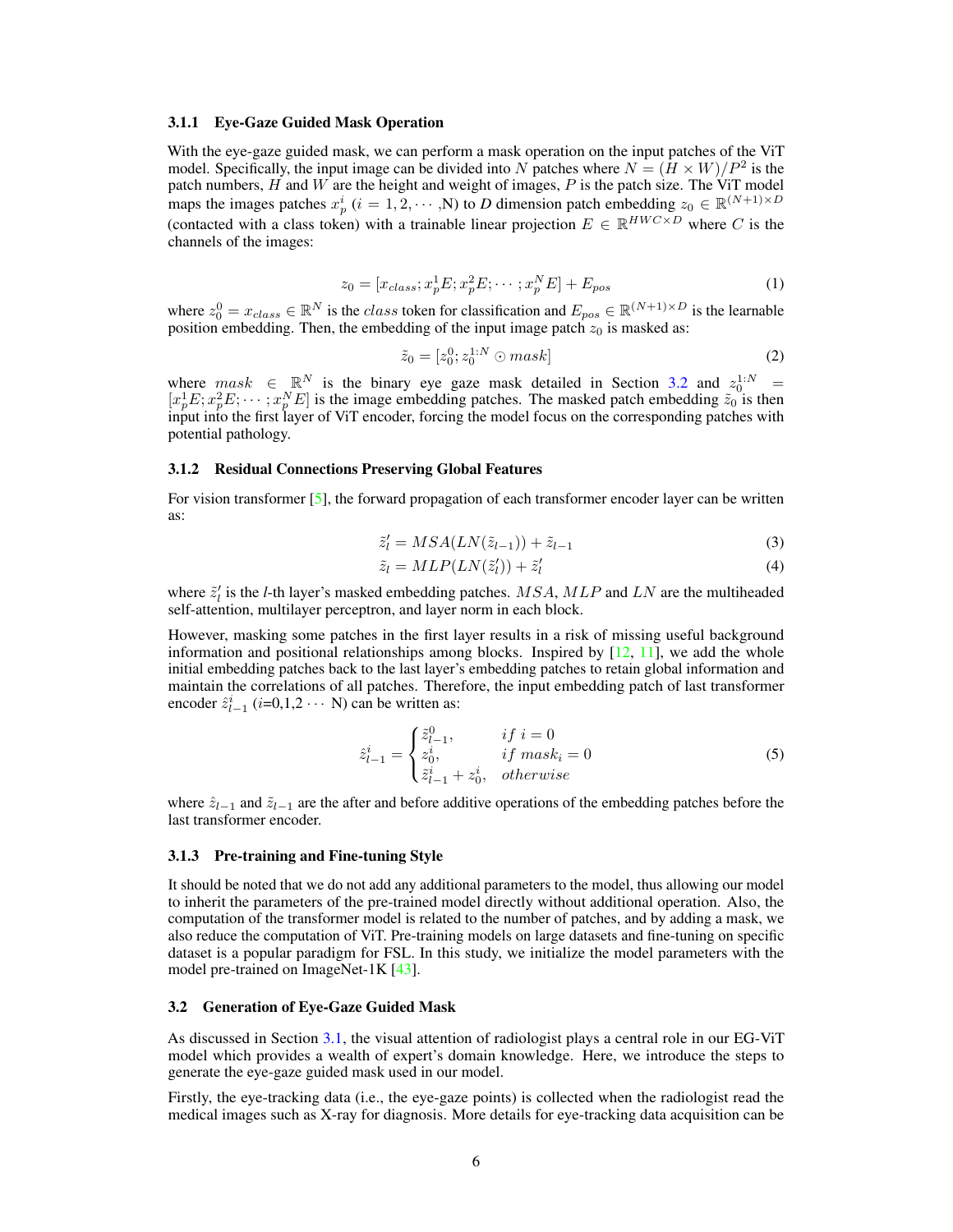#### 3.1.1 Eye-Gaze Guided Mask Operation

With the eye-gaze guided mask, we can perform a mask operation on the input patches of the ViT model. Specifically, the input image can be divided into $N$ patches where $N = (H \times W)/P^2$ is the patch numbers, $H$ and $W$ are the height and weight of images, $P$ is the patch size. The ViT model maps the images patches $x_p^i$ ($i = 1, 2, \cdots$ ,N) to *D* dimension patch embedding $z_0 \in \mathbb{R}^{(N+1)\times D}$ (contacted with a class token) with a trainable linear projection $E \in \mathbb{R}^{HWC\times D}$ where $C$ is the channels of the images:

$$z_0 = [x_{class}; x_p^1E; x_p^2E; \cdots ; x_p^NE] + E_{pos} \tag{1}$$

where $z_0^0 = x_{class} \in \mathbb{R}^N$ is the $class$ token for classification and $E_{pos} \in \mathbb{R}^{(N+1)\times D}$ is the learnable position embedding. Then, the embedding of the input image patch $z_0$ is masked as:

$$\tilde{z}_0 = [z_0^0; z_0^{1:N} \odot mask] \tag{2}$$

where $mask \in \mathbb{R}^N$ is the binary eye gaze mask detailed in Section 3.2 and $z_0^{1:N} = [x_p^1E; x_p^2E; \cdots ; x_p^NE]$ is the image embedding patches. The masked patch embedding $\tilde{z}_0$ is then input into the first layer of ViT encoder, forcing the model focus on the corresponding patches with potential pathology.

#### 3.1.2 Residual Connections Preserving Global Features

For vision transformer [5], the forward propagation of each transformer encoder layer can be written as:

$$\tilde{z}_l' = MSA(LN(\tilde{z}_{l-1})) + \tilde{z}_{l-1} \tag{3}$$

$$\tilde{z}_l = MLP(LN(\tilde{z}_l')) + \tilde{z}_l' \tag{4}$$

where $\tilde{z}_l'$ is the *l*-th layer's masked embedding patches. $MSA$, $MLP$ and $LN$ are the multiheaded self-attention, multilayer perceptron, and layer norm in each block.

However, masking some patches in the first layer results in a risk of missing useful background information and positional relationships among blocks. Inspired by [12, 11], we add the whole initial embedding patches back to the last layer's embedding patches to retain global information and maintain the correlations of all patches. Therefore, the input embedding patch of last transformer encoder $\hat{z}_{l-1}^i$ ($i$=0,1,2 $\cdots$ N) can be written as:

$$\hat{z}_{l-1}^i = \begin{cases} \tilde{z}_{l-1}^0, & if\ i = 0 \\ z_0^i, & if\ mask_i = 0 \\ \tilde{z}_{l-1}^i + z_0^i, & otherwise \end{cases} \tag{5}$$

where $\hat{z}_{l-1}$ and $\tilde{z}_{l-1}$ are the after and before additive operations of the embedding patches before the last transformer encoder.

#### 3.1.3 Pre-training and Fine-tuning Style

It should be noted that we do not add any additional parameters to the model, thus allowing our model to inherit the parameters of the pre-trained model directly without additional operation. Also, the computation of the transformer model is related to the number of patches, and by adding a mask, we also reduce the computation of ViT. Pre-training models on large datasets and fine-tuning on specific dataset is a popular paradigm for FSL. In this study, we initialize the model parameters with the model pre-trained on ImageNet-1K [43].

### 3.2 Generation of Eye-Gaze Guided Mask

As discussed in Section 3.1, the visual attention of radiologist plays a central role in our EG-ViT model which provides a wealth of expert's domain knowledge. Here, we introduce the steps to generate the eye-gaze guided mask used in our model.

Firstly, the eye-tracking data (i.e., the eye-gaze points) is collected when the radiologist read the medical images such as X-ray for diagnosis. More details for eye-tracking data acquisition can be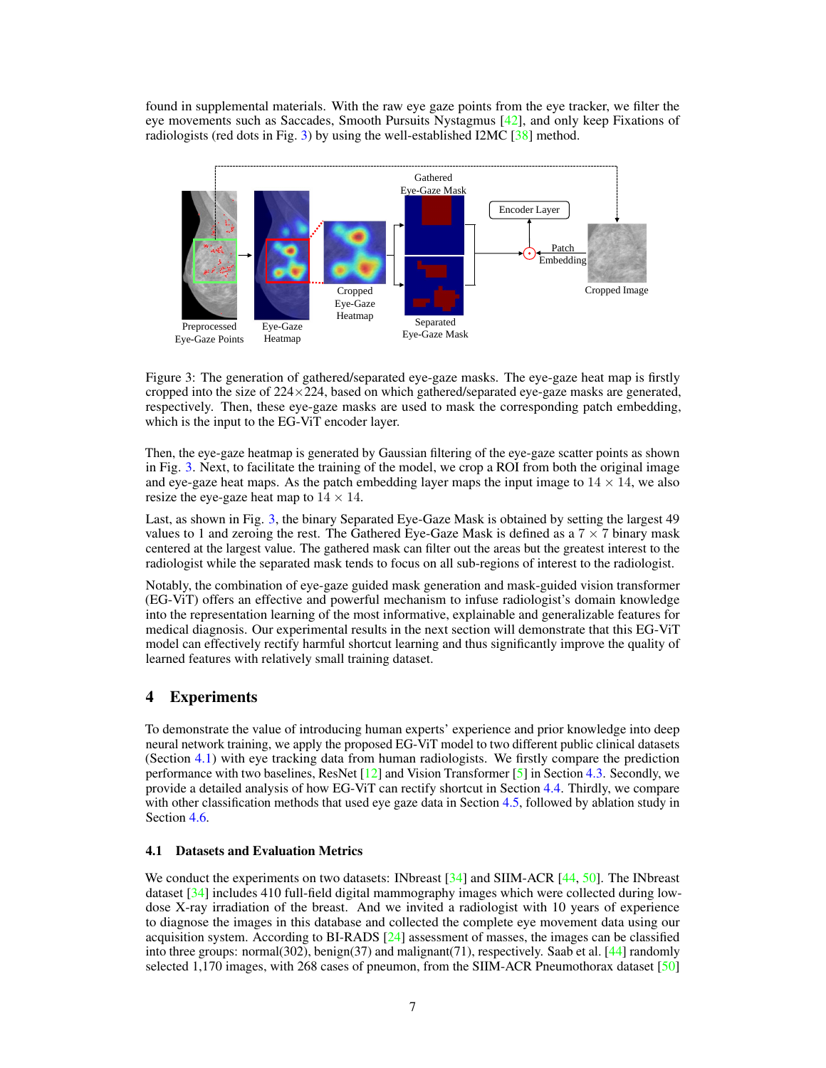found in supplemental materials. With the raw eye gaze points from the eye tracker, we filter the eye movements such as Saccades, Smooth Pursuits Nystagmus [42], and only keep Fixations of radiologists (red dots in Fig. 3) by using the well-established I2MC [38] method.

Figure 3: The generation of gathered/separated eye-gaze masks. The eye-gaze heat map is firstly cropped into the size of 224×224, based on which gathered/separated eye-gaze masks are generated, respectively. Then, these eye-gaze masks are used to mask the corresponding patch embedding, which is the input to the EG-ViT encoder layer.

Then, the eye-gaze heatmap is generated by Gaussian filtering of the eye-gaze scatter points as shown in Fig. 3. Next, to facilitate the training of the model, we crop a ROI from both the original image and eye-gaze heat maps. As the patch embedding layer maps the input image to $14 \times 14$, we also resize the eye-gaze heat map to $14 \times 14$.

Last, as shown in Fig. 3, the binary Separated Eye-Gaze Mask is obtained by setting the largest 49 values to 1 and zeroing the rest. The Gathered Eye-Gaze Mask is defined as a $7 \times 7$ binary mask centered at the largest value. The gathered mask can filter out the areas but the greatest interest to the radiologist while the separated mask tends to focus on all sub-regions of interest to the radiologist.

Notably, the combination of eye-gaze guided mask generation and mask-guided vision transformer (EG-ViT) offers an effective and powerful mechanism to infuse radiologist's domain knowledge into the representation learning of the most informative, explainable and generalizable features for medical diagnosis. Our experimental results in the next section will demonstrate that this EG-ViT model can effectively rectify harmful shortcut learning and thus significantly improve the quality of learned features with relatively small training dataset.

## 4 Experiments

To demonstrate the value of introducing human experts' experience and prior knowledge into deep neural network training, we apply the proposed EG-ViT model to two different public clinical datasets (Section 4.1) with eye tracking data from human radiologists. We firstly compare the prediction performance with two baselines, ResNet [12] and Vision Transformer [5] in Section 4.3. Secondly, we provide a detailed analysis of how EG-ViT can rectify shortcut in Section 4.4. Thirdly, we compare with other classification methods that used eye gaze data in Section 4.5, followed by ablation study in Section 4.6.

### 4.1 Datasets and Evaluation Metrics

We conduct the experiments on two datasets: INbreast [34] and SIIM-ACR [44, 50]. The INbreast dataset [34] includes 410 full-field digital mammography images which were collected during low-dose X-ray irradiation of the breast. And we invited a radiologist with 10 years of experience to diagnose the images in this database and collected the complete eye movement data using our acquisition system. According to BI-RADS [24] assessment of masses, the images can be classified into three groups: normal(302), benign(37) and malignant(71), respectively. Saab et al. [44] randomly selected 1,170 images, with 268 cases of pneumon, from the SIIM-ACR Pneumothorax dataset [50]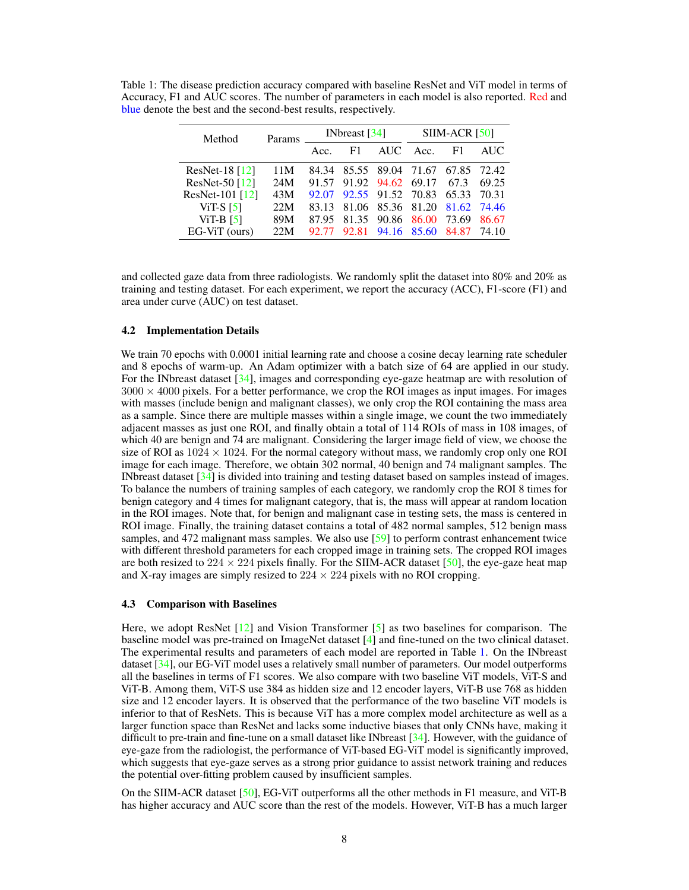Table 1: The disease prediction accuracy compared with baseline ResNet and ViT model in terms of Accuracy, F1 and AUC scores. The number of parameters in each model is also reported. Red and blue denote the best and the second-best results, respectively.

| Method | Params | INbreast [34] | | | SIIM-ACR [50] | | |
|---|---|---|---|---|---|---|---|
| | | Acc. | F1 | AUC | Acc. | F1 | AUC |
| ResNet-18 [12] | 11M | 84.34 | 85.55 | 89.04 | 71.67 | 67.85 | 72.42 |
| ResNet-50 [12] | 24M | 91.57 | 91.92 | 94.62 | 69.17 | 67.3 | 69.25 |
| ResNet-101 [12] | 43M | 92.07 | 92.55 | 91.52 | 70.83 | 65.33 | 70.31 |
| ViT-S [5] | 22M | 83.13 | 81.06 | 85.36 | 81.20 | 81.62 | 74.46 |
| ViT-B [5] | 89M | 87.95 | 81.35 | 90.86 | 86.00 | 73.69 | 86.67 |
| EG-ViT (ours) | 22M | 92.77 | 92.81 | 94.16 | 85.60 | 84.87 | 74.10 |

and collected gaze data from three radiologists. We randomly split the dataset into 80% and 20% as training and testing dataset. For each experiment, we report the accuracy (ACC), F1-score (F1) and area under curve (AUC) on test dataset.

### 4.2 Implementation Details

We train 70 epochs with 0.0001 initial learning rate and choose a cosine decay learning rate scheduler and 8 epochs of warm-up. An Adam optimizer with a batch size of 64 are applied in our study. For the INbreast dataset [34], images and corresponding eye-gaze heatmap are with resolution of $3000 \times 4000$ pixels. For a better performance, we crop the ROI images as input images. For images with masses (include benign and malignant classes), we only crop the ROI containing the mass area as a sample. Since there are multiple masses within a single image, we count the two immediately adjacent masses as just one ROI, and finally obtain a total of 114 ROIs of mass in 108 images, of which 40 are benign and 74 are malignant. Considering the larger image field of view, we choose the size of ROI as $1024 \times 1024$. For the normal category without mass, we randomly crop only one ROI image for each image. Therefore, we obtain 302 normal, 40 benign and 74 malignant samples. The INbreast dataset [34] is divided into training and testing dataset based on samples instead of images. To balance the numbers of training samples of each category, we randomly crop the ROI 8 times for benign category and 4 times for malignant category, that is, the mass will appear at random location in the ROI images. Note that, for benign and malignant case in testing sets, the mass is centered in ROI image. Finally, the training dataset contains a total of 482 normal samples, 512 benign mass samples, and 472 malignant mass samples. We also use [59] to perform contrast enhancement twice with different threshold parameters for each cropped image in training sets. The cropped ROI images are both resized to $224 \times 224$ pixels finally. For the SIIM-ACR dataset [50], the eye-gaze heat map and X-ray images are simply resized to $224 \times 224$ pixels with no ROI cropping.

### 4.3 Comparison with Baselines

Here, we adopt ResNet [12] and Vision Transformer [5] as two baselines for comparison. The baseline model was pre-trained on ImageNet dataset [4] and fine-tuned on the two clinical dataset. The experimental results and parameters of each model are reported in Table 1. On the INbreast dataset [34], our EG-ViT model uses a relatively small number of parameters. Our model outperforms all the baselines in terms of F1 scores. We also compare with two baseline ViT models, ViT-S and ViT-B. Among them, ViT-S use 384 as hidden size and 12 encoder layers, ViT-B use 768 as hidden size and 12 encoder layers. It is observed that the performance of the two baseline ViT models is inferior to that of ResNets. This is because ViT has a more complex model architecture as well as a larger function space than ResNet and lacks some inductive biases that only CNNs have, making it difficult to pre-train and fine-tune on a small dataset like INbreast [34]. However, with the guidance of eye-gaze from the radiologist, the performance of ViT-based EG-ViT model is significantly improved, which suggests that eye-gaze serves as a strong prior guidance to assist network training and reduces the potential over-fitting problem caused by insufficient samples.

On the SIIM-ACR dataset [50], EG-ViT outperforms all the other methods in F1 measure, and ViT-B has higher accuracy and AUC score than the rest of the models. However, ViT-B has a much larger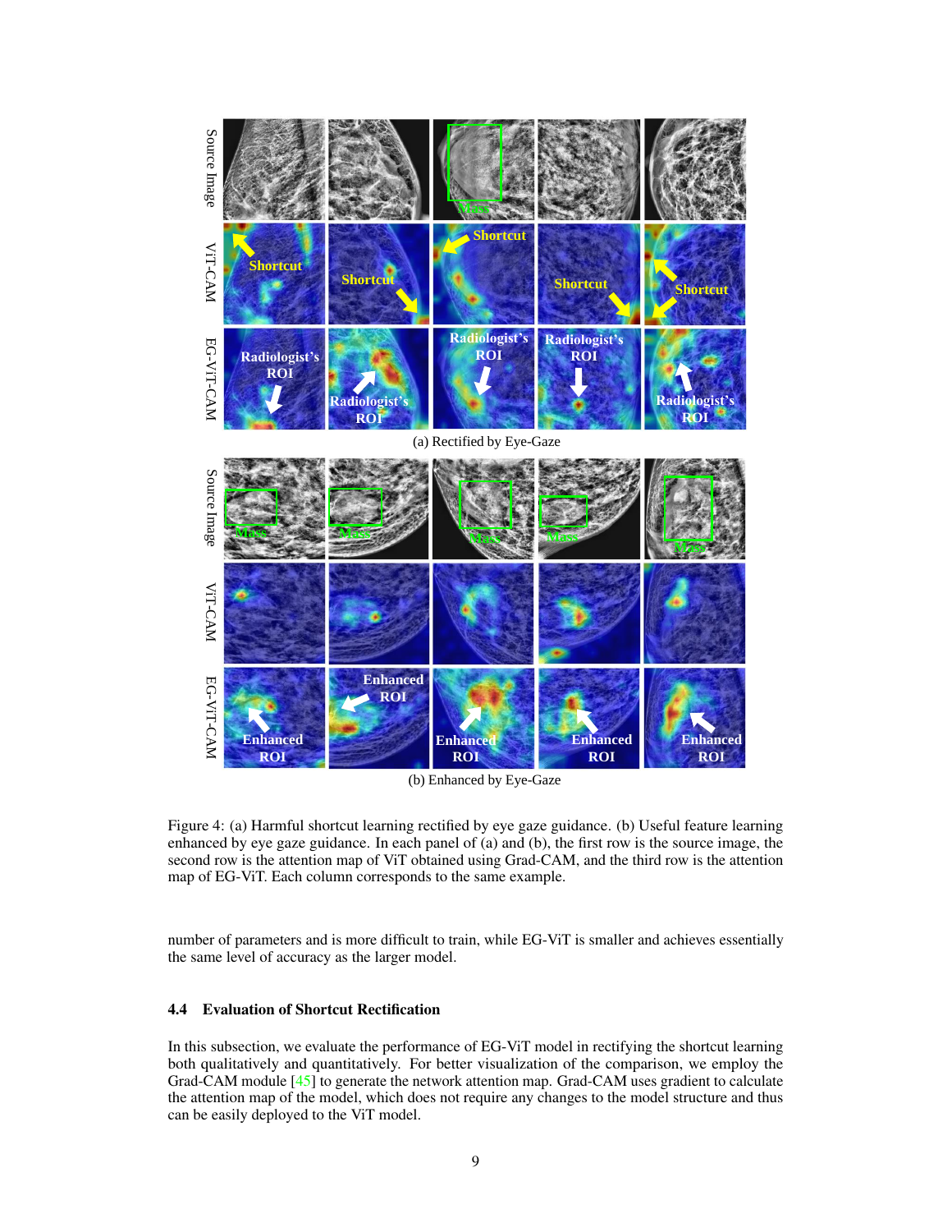(a) Rectified by Eye-Gaze

(b) Enhanced by Eye-Gaze

Figure 4: (a) Harmful shortcut learning rectified by eye gaze guidance. (b) Useful feature learning enhanced by eye gaze guidance. In each panel of (a) and (b), the first row is the source image, the second row is the attention map of ViT obtained using Grad-CAM, and the third row is the attention map of EG-ViT. Each column corresponds to the same example.

number of parameters and is more difficult to train, while EG-ViT is smaller and achieves essentially the same level of accuracy as the larger model.

### 4.4 Evaluation of Shortcut Rectification

In this subsection, we evaluate the performance of EG-ViT model in rectifying the shortcut learning both qualitatively and quantitatively. For better visualization of the comparison, we employ the Grad-CAM module [45] to generate the network attention map. Grad-CAM uses gradient to calculate the attention map of the model, which does not require any changes to the model structure and thus can be easily deployed to the ViT model.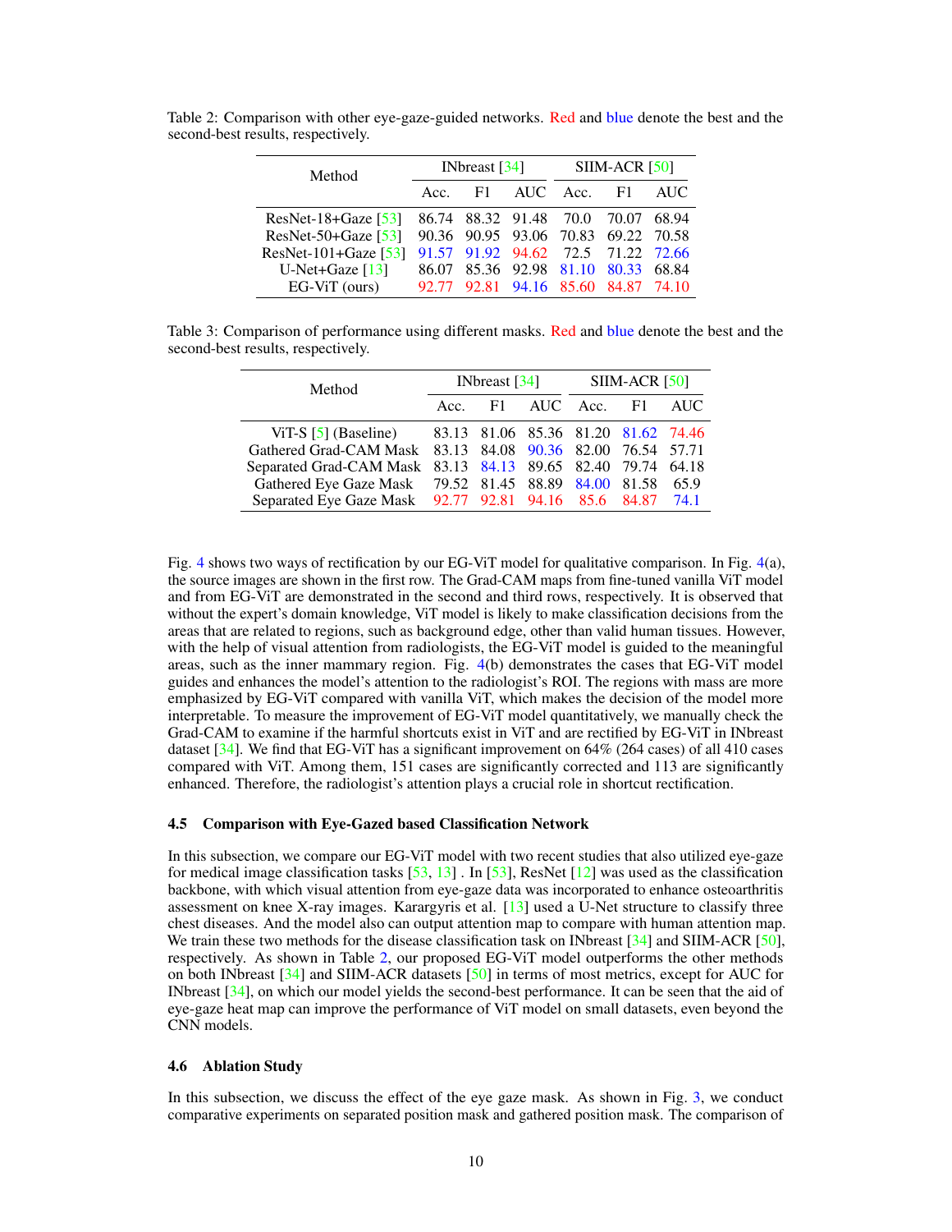Table 2: Comparison with other eye-gaze-guided networks. Red and blue denote the best and the second-best results, respectively.

| Method | INbreast [34] | | | SIIM-ACR [50] | | |
|---|---|---|---|---|---|---|
| | Acc. | F1 | AUC | Acc. | F1 | AUC |
| ResNet-18+Gaze [53] | 86.74 | 88.32 | 91.48 | 70.0 | 70.07 | 68.94 |
| ResNet-50+Gaze [53] | 90.36 | 90.95 | 93.06 | 70.83 | 69.22 | 70.58 |
| ResNet-101+Gaze [53] | 91.57 | 91.92 | 94.62 | 72.5 | 71.22 | 72.66 |
| U-Net+Gaze [13] | 86.07 | 85.36 | 92.98 | 81.10 | 80.33 | 68.84 |
| EG-ViT (ours) | 92.77 | 92.81 | 94.16 | 85.60 | 84.87 | 74.10 |

Table 3: Comparison of performance using different masks. Red and blue denote the best and the second-best results, respectively.

| Method | INbreast [34] | | | SIIM-ACR [50] | | |
|---|---|---|---|---|---|---|
| | Acc. | F1 | AUC | Acc. | F1 | AUC |
| ViT-S [5] (Baseline) | 83.13 | 81.06 | 85.36 | 81.20 | 81.62 | 74.46 |
| Gathered Grad-CAM Mask | 83.13 | 84.08 | 90.36 | 82.00 | 76.54 | 57.71 |
| Separated Grad-CAM Mask | 83.13 | 84.13 | 89.65 | 82.40 | 79.74 | 64.18 |
| Gathered Eye Gaze Mask | 79.52 | 81.45 | 88.89 | 84.00 | 81.58 | 65.9 |
| Separated Eye Gaze Mask | 92.77 | 92.81 | 94.16 | 85.6 | 84.87 | 74.1 |

Fig. 4 shows two ways of rectification by our EG-ViT model for qualitative comparison. In Fig. 4(a), the source images are shown in the first row. The Grad-CAM maps from fine-tuned vanilla ViT model and from EG-ViT are demonstrated in the second and third rows, respectively. It is observed that without the expert's domain knowledge, ViT model is likely to make classification decisions from the areas that are related to regions, such as background edge, other than valid human tissues. However, with the help of visual attention from radiologists, the EG-ViT model is guided to the meaningful areas, such as the inner mammary region. Fig. 4(b) demonstrates the cases that EG-ViT model guides and enhances the model's attention to the radiologist's ROI. The regions with mass are more emphasized by EG-ViT compared with vanilla ViT, which makes the decision of the model more interpretable. To measure the improvement of EG-ViT model quantitatively, we manually check the Grad-CAM to examine if the harmful shortcuts exist in ViT and are rectified by EG-ViT in INbreast dataset [34]. We find that EG-ViT has a significant improvement on 64% (264 cases) of all 410 cases compared with ViT. Among them, 151 cases are significantly corrected and 113 are significantly enhanced. Therefore, the radiologist's attention plays a crucial role in shortcut rectification.

### 4.5 Comparison with Eye-Gazed based Classification Network

In this subsection, we compare our EG-ViT model with two recent studies that also utilized eye-gaze for medical image classification tasks [53, 13] . In [53], ResNet [12] was used as the classification backbone, with which visual attention from eye-gaze data was incorporated to enhance osteoarthritis assessment on knee X-ray images. Karargyris et al. [13] used a U-Net structure to classify three chest diseases. And the model also can output attention map to compare with human attention map. We train these two methods for the disease classification task on INbreast [34] and SIIM-ACR [50], respectively. As shown in Table 2, our proposed EG-ViT model outperforms the other methods on both INbreast [34] and SIIM-ACR datasets [50] in terms of most metrics, except for AUC for INbreast [34], on which our model yields the second-best performance. It can be seen that the aid of eye-gaze heat map can improve the performance of ViT model on small datasets, even beyond the CNN models.

### 4.6 Ablation Study

In this subsection, we discuss the effect of the eye gaze mask. As shown in Fig. 3, we conduct comparative experiments on separated position mask and gathered position mask. The comparison of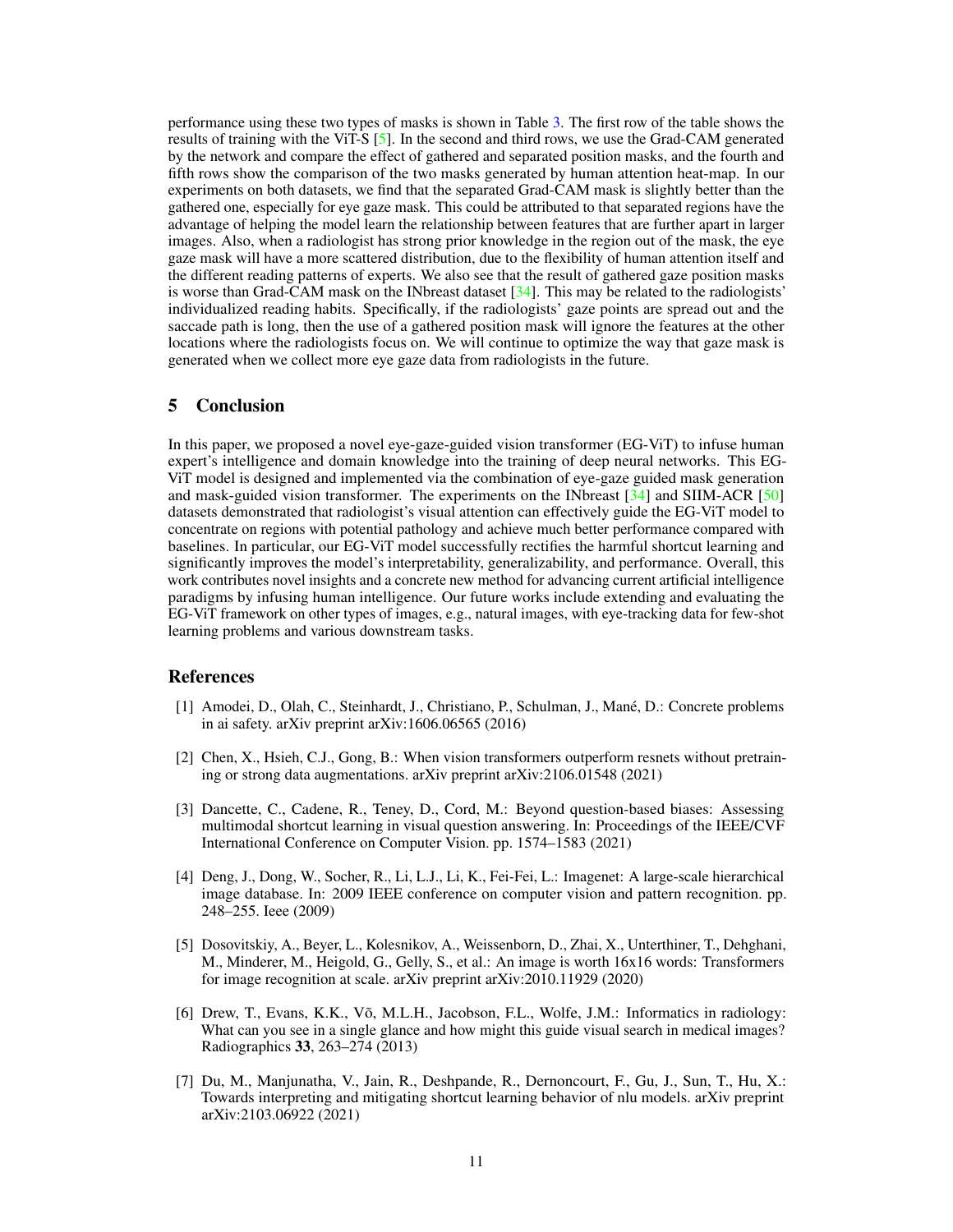performance using these two types of masks is shown in Table 3. The first row of the table shows the results of training with the ViT-S [5]. In the second and third rows, we use the Grad-CAM generated by the network and compare the effect of gathered and separated position masks, and the fourth and fifth rows show the comparison of the two masks generated by human attention heat-map. In our experiments on both datasets, we find that the separated Grad-CAM mask is slightly better than the gathered one, especially for eye gaze mask. This could be attributed to that separated regions have the advantage of helping the model learn the relationship between features that are further apart in larger images. Also, when a radiologist has strong prior knowledge in the region out of the mask, the eye gaze mask will have a more scattered distribution, due to the flexibility of human attention itself and the different reading patterns of experts. We also see that the result of gathered gaze position masks is worse than Grad-CAM mask on the INbreast dataset [34]. This may be related to the radiologists' individualized reading habits. Specifically, if the radiologists' gaze points are spread out and the saccade path is long, then the use of a gathered position mask will ignore the features at the other locations where the radiologists focus on. We will continue to optimize the way that gaze mask is generated when we collect more eye gaze data from radiologists in the future.

## 5 Conclusion

In this paper, we proposed a novel eye-gaze-guided vision transformer (EG-ViT) to infuse human expert's intelligence and domain knowledge into the training of deep neural networks. This EG-ViT model is designed and implemented via the combination of eye-gaze guided mask generation and mask-guided vision transformer. The experiments on the INbreast [34] and SIIM-ACR [50] datasets demonstrated that radiologist's visual attention can effectively guide the EG-ViT model to concentrate on regions with potential pathology and achieve much better performance compared with baselines. In particular, our EG-ViT model successfully rectifies the harmful shortcut learning and significantly improves the model's interpretability, generalizability, and performance. Overall, this work contributes novel insights and a concrete new method for advancing current artificial intelligence paradigms by infusing human intelligence. Our future works include extending and evaluating the EG-ViT framework on other types of images, e.g., natural images, with eye-tracking data for few-shot learning problems and various downstream tasks.

## References

[1] Amodei, D., Olah, C., Steinhardt, J., Christiano, P., Schulman, J., Mané, D.: Concrete problems in ai safety. arXiv preprint arXiv:1606.06565 (2016)

[2] Chen, X., Hsieh, C.J., Gong, B.: When vision transformers outperform resnets without pretraining or strong data augmentations. arXiv preprint arXiv:2106.01548 (2021)

[3] Dancette, C., Cadene, R., Teney, D., Cord, M.: Beyond question-based biases: Assessing multimodal shortcut learning in visual question answering. In: Proceedings of the IEEE/CVF International Conference on Computer Vision. pp. 1574–1583 (2021)

[4] Deng, J., Dong, W., Socher, R., Li, L.J., Li, K., Fei-Fei, L.: Imagenet: A large-scale hierarchical image database. In: 2009 IEEE conference on computer vision and pattern recognition. pp. 248–255. Ieee (2009)

[5] Dosovitskiy, A., Beyer, L., Kolesnikov, A., Weissenborn, D., Zhai, X., Unterthiner, T., Dehghani, M., Minderer, M., Heigold, G., Gelly, S., et al.: An image is worth 16x16 words: Transformers for image recognition at scale. arXiv preprint arXiv:2010.11929 (2020)

[6] Drew, T., Evans, K.K., Võ, M.L.H., Jacobson, F.L., Wolfe, J.M.: Informatics in radiology: What can you see in a single glance and how might this guide visual search in medical images? Radiographics **33**, 263–274 (2013)

[7] Du, M., Manjunatha, V., Jain, R., Deshpande, R., Dernoncourt, F., Gu, J., Sun, T., Hu, X.: Towards interpreting and mitigating shortcut learning behavior of nlu models. arXiv preprint arXiv:2103.06922 (2021)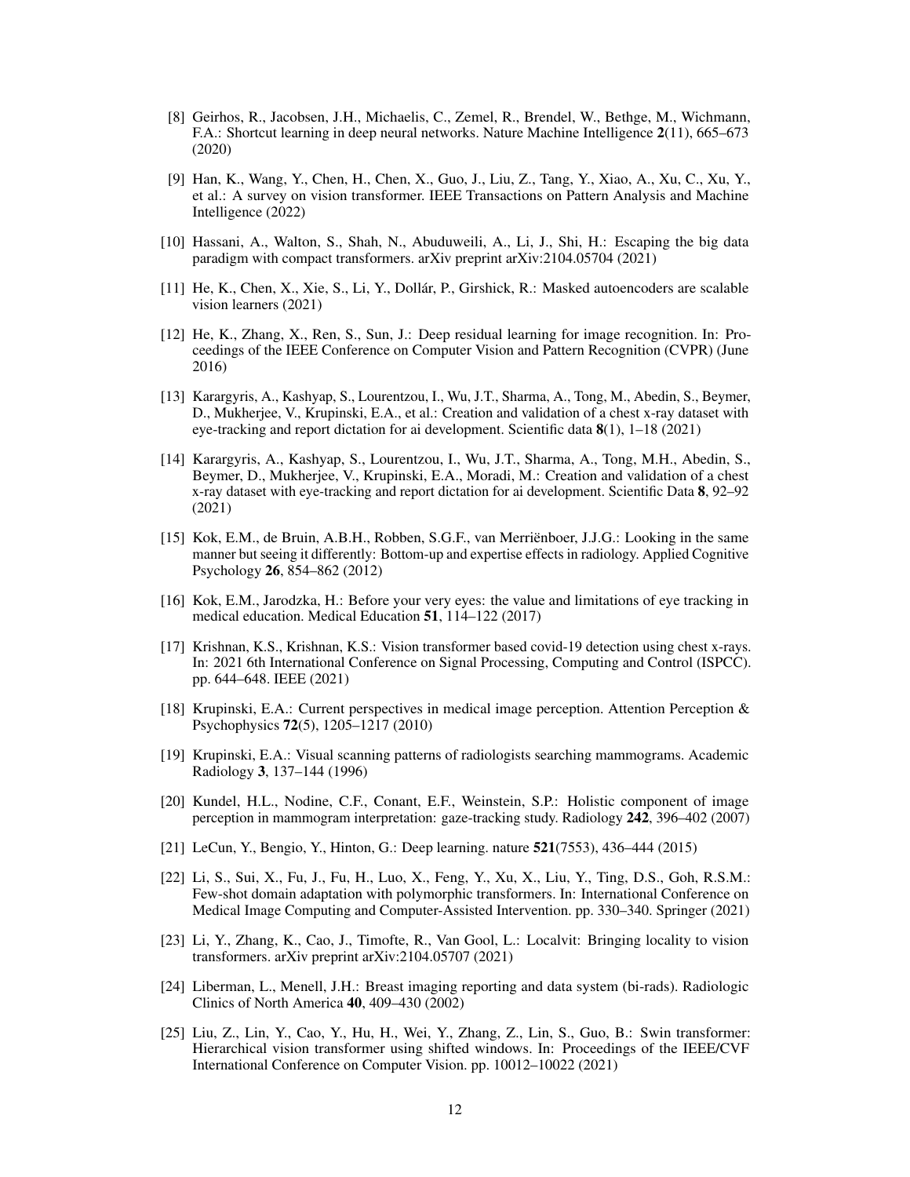[8] Geirhos, R., Jacobsen, J.H., Michaelis, C., Zemel, R., Brendel, W., Bethge, M., Wichmann, F.A.: Shortcut learning in deep neural networks. Nature Machine Intelligence **2**(11), 665–673 (2020)

[9] Han, K., Wang, Y., Chen, H., Chen, X., Guo, J., Liu, Z., Tang, Y., Xiao, A., Xu, C., Xu, Y., et al.: A survey on vision transformer. IEEE Transactions on Pattern Analysis and Machine Intelligence (2022)

[10] Hassani, A., Walton, S., Shah, N., Abuduweili, A., Li, J., Shi, H.: Escaping the big data paradigm with compact transformers. arXiv preprint arXiv:2104.05704 (2021)

[11] He, K., Chen, X., Xie, S., Li, Y., Dollár, P., Girshick, R.: Masked autoencoders are scalable vision learners (2021)

[12] He, K., Zhang, X., Ren, S., Sun, J.: Deep residual learning for image recognition. In: Proceedings of the IEEE Conference on Computer Vision and Pattern Recognition (CVPR) (June 2016)

[13] Karargyris, A., Kashyap, S., Lourentzou, I., Wu, J.T., Sharma, A., Tong, M., Abedin, S., Beymer, D., Mukherjee, V., Krupinski, E.A., et al.: Creation and validation of a chest x-ray dataset with eye-tracking and report dictation for ai development. Scientific data **8**(1), 1–18 (2021)

[14] Karargyris, A., Kashyap, S., Lourentzou, I., Wu, J.T., Sharma, A., Tong, M.H., Abedin, S., Beymer, D., Mukherjee, V., Krupinski, E.A., Moradi, M.: Creation and validation of a chest x-ray dataset with eye-tracking and report dictation for ai development. Scientific Data **8**, 92–92 (2021)

[15] Kok, E.M., de Bruin, A.B.H., Robben, S.G.F., van Merriënboer, J.J.G.: Looking in the same manner but seeing it differently: Bottom-up and expertise effects in radiology. Applied Cognitive Psychology **26**, 854–862 (2012)

[16] Kok, E.M., Jarodzka, H.: Before your very eyes: the value and limitations of eye tracking in medical education. Medical Education **51**, 114–122 (2017)

[17] Krishnan, K.S., Krishnan, K.S.: Vision transformer based covid-19 detection using chest x-rays. In: 2021 6th International Conference on Signal Processing, Computing and Control (ISPCC). pp. 644–648. IEEE (2021)

[18] Krupinski, E.A.: Current perspectives in medical image perception. Attention Perception & Psychophysics **72**(5), 1205–1217 (2010)

[19] Krupinski, E.A.: Visual scanning patterns of radiologists searching mammograms. Academic Radiology **3**, 137–144 (1996)

[20] Kundel, H.L., Nodine, C.F., Conant, E.F., Weinstein, S.P.: Holistic component of image perception in mammogram interpretation: gaze-tracking study. Radiology **242**, 396–402 (2007)

[21] LeCun, Y., Bengio, Y., Hinton, G.: Deep learning. nature **521**(7553), 436–444 (2015)

[22] Li, S., Sui, X., Fu, J., Fu, H., Luo, X., Feng, Y., Xu, X., Liu, Y., Ting, D.S., Goh, R.S.M.: Few-shot domain adaptation with polymorphic transformers. In: International Conference on Medical Image Computing and Computer-Assisted Intervention. pp. 330–340. Springer (2021)

[23] Li, Y., Zhang, K., Cao, J., Timofte, R., Van Gool, L.: Localvit: Bringing locality to vision transformers. arXiv preprint arXiv:2104.05707 (2021)

[24] Liberman, L., Menell, J.H.: Breast imaging reporting and data system (bi-rads). Radiologic Clinics of North America **40**, 409–430 (2002)

[25] Liu, Z., Lin, Y., Cao, Y., Hu, H., Wei, Y., Zhang, Z., Lin, S., Guo, B.: Swin transformer: Hierarchical vision transformer using shifted windows. In: Proceedings of the IEEE/CVF International Conference on Computer Vision. pp. 10012–10022 (2021)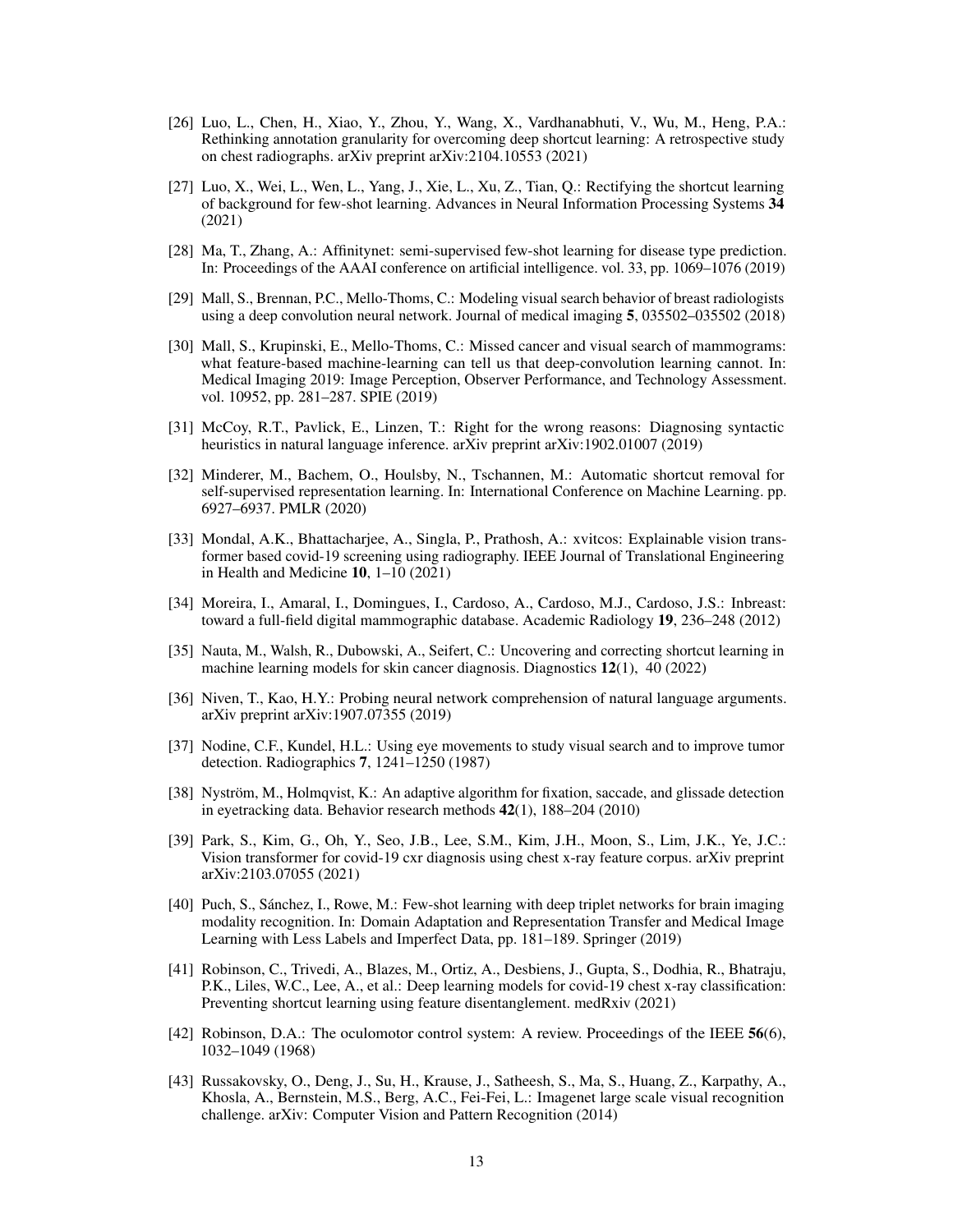[26] Luo, L., Chen, H., Xiao, Y., Zhou, Y., Wang, X., Vardhanabhuti, V., Wu, M., Heng, P.A.: Rethinking annotation granularity for overcoming deep shortcut learning: A retrospective study on chest radiographs. arXiv preprint arXiv:2104.10553 (2021)

[27] Luo, X., Wei, L., Wen, L., Yang, J., Xie, L., Xu, Z., Tian, Q.: Rectifying the shortcut learning of background for few-shot learning. Advances in Neural Information Processing Systems **34** (2021)

[28] Ma, T., Zhang, A.: Affinitynet: semi-supervised few-shot learning for disease type prediction. In: Proceedings of the AAAI conference on artificial intelligence. vol. 33, pp. 1069–1076 (2019)

[29] Mall, S., Brennan, P.C., Mello-Thoms, C.: Modeling visual search behavior of breast radiologists using a deep convolution neural network. Journal of medical imaging **5**, 035502–035502 (2018)

[30] Mall, S., Krupinski, E., Mello-Thoms, C.: Missed cancer and visual search of mammograms: what feature-based machine-learning can tell us that deep-convolution learning cannot. In: Medical Imaging 2019: Image Perception, Observer Performance, and Technology Assessment. vol. 10952, pp. 281–287. SPIE (2019)

[31] McCoy, R.T., Pavlick, E., Linzen, T.: Right for the wrong reasons: Diagnosing syntactic heuristics in natural language inference. arXiv preprint arXiv:1902.01007 (2019)

[32] Minderer, M., Bachem, O., Houlsby, N., Tschannen, M.: Automatic shortcut removal for self-supervised representation learning. In: International Conference on Machine Learning. pp. 6927–6937. PMLR (2020)

[33] Mondal, A.K., Bhattacharjee, A., Singla, P., Prathosh, A.: xvitcos: Explainable vision transformer based covid-19 screening using radiography. IEEE Journal of Translational Engineering in Health and Medicine **10**, 1–10 (2021)

[34] Moreira, I., Amaral, I., Domingues, I., Cardoso, A., Cardoso, M.J., Cardoso, J.S.: Inbreast: toward a full-field digital mammographic database. Academic Radiology **19**, 236–248 (2012)

[35] Nauta, M., Walsh, R., Dubowski, A., Seifert, C.: Uncovering and correcting shortcut learning in machine learning models for skin cancer diagnosis. Diagnostics **12**(1), 40 (2022)

[36] Niven, T., Kao, H.Y.: Probing neural network comprehension of natural language arguments. arXiv preprint arXiv:1907.07355 (2019)

[37] Nodine, C.F., Kundel, H.L.: Using eye movements to study visual search and to improve tumor detection. Radiographics **7**, 1241–1250 (1987)

[38] Nyström, M., Holmqvist, K.: An adaptive algorithm for fixation, saccade, and glissade detection in eyetracking data. Behavior research methods **42**(1), 188–204 (2010)

[39] Park, S., Kim, G., Oh, Y., Seo, J.B., Lee, S.M., Kim, J.H., Moon, S., Lim, J.K., Ye, J.C.: Vision transformer for covid-19 cxr diagnosis using chest x-ray feature corpus. arXiv preprint arXiv:2103.07055 (2021)

[40] Puch, S., Sánchez, I., Rowe, M.: Few-shot learning with deep triplet networks for brain imaging modality recognition. In: Domain Adaptation and Representation Transfer and Medical Image Learning with Less Labels and Imperfect Data, pp. 181–189. Springer (2019)

[41] Robinson, C., Trivedi, A., Blazes, M., Ortiz, A., Desbiens, J., Gupta, S., Dodhia, R., Bhatraju, P.K., Liles, W.C., Lee, A., et al.: Deep learning models for covid-19 chest x-ray classification: Preventing shortcut learning using feature disentanglement. medRxiv (2021)

[42] Robinson, D.A.: The oculomotor control system: A review. Proceedings of the IEEE **56**(6), 1032–1049 (1968)

[43] Russakovsky, O., Deng, J., Su, H., Krause, J., Satheesh, S., Ma, S., Huang, Z., Karpathy, A., Khosla, A., Bernstein, M.S., Berg, A.C., Fei-Fei, L.: Imagenet large scale visual recognition challenge. arXiv: Computer Vision and Pattern Recognition (2014)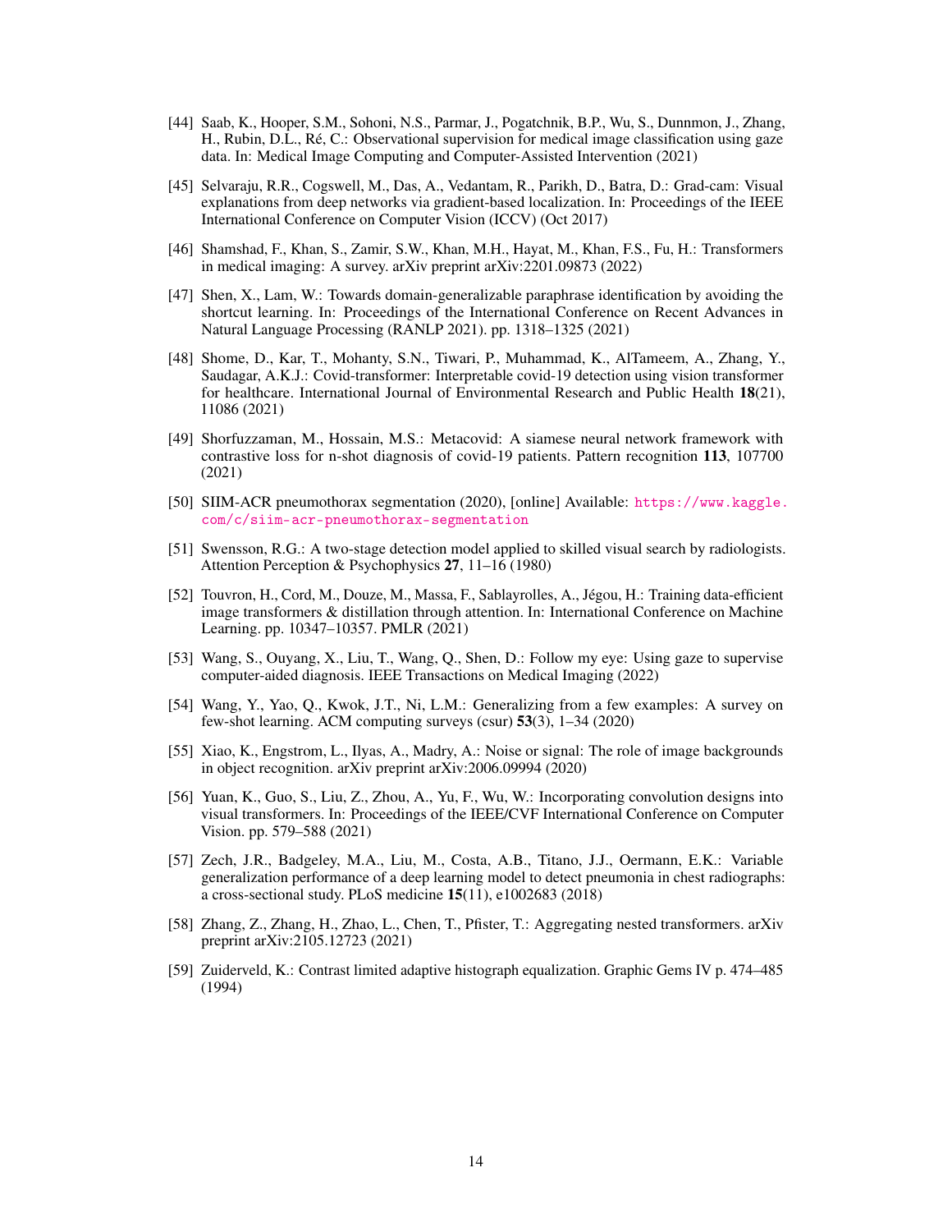[44] Saab, K., Hooper, S.M., Sohoni, N.S., Parmar, J., Pogatchnik, B.P., Wu, S., Dunnmon, J., Zhang, H., Rubin, D.L., Ré, C.: Observational supervision for medical image classification using gaze data. In: Medical Image Computing and Computer-Assisted Intervention (2021)

[45] Selvaraju, R.R., Cogswell, M., Das, A., Vedantam, R., Parikh, D., Batra, D.: Grad-cam: Visual explanations from deep networks via gradient-based localization. In: Proceedings of the IEEE International Conference on Computer Vision (ICCV) (Oct 2017)

[46] Shamshad, F., Khan, S., Zamir, S.W., Khan, M.H., Hayat, M., Khan, F.S., Fu, H.: Transformers in medical imaging: A survey. arXiv preprint arXiv:2201.09873 (2022)

[47] Shen, X., Lam, W.: Towards domain-generalizable paraphrase identification by avoiding the shortcut learning. In: Proceedings of the International Conference on Recent Advances in Natural Language Processing (RANLP 2021). pp. 1318–1325 (2021)

[48] Shome, D., Kar, T., Mohanty, S.N., Tiwari, P., Muhammad, K., AlTameem, A., Zhang, Y., Saudagar, A.K.J.: Covid-transformer: Interpretable covid-19 detection using vision transformer for healthcare. International Journal of Environmental Research and Public Health **18**(21), 11086 (2021)

[49] Shorfuzzaman, M., Hossain, M.S.: Metacovid: A siamese neural network framework with contrastive loss for n-shot diagnosis of covid-19 patients. Pattern recognition **113**, 107700 (2021)

[50] SIIM-ACR pneumothorax segmentation (2020), [online] Available: https://www.kaggle.com/c/siim-acr-pneumothorax-segmentation

[51] Swensson, R.G.: A two-stage detection model applied to skilled visual search by radiologists. Attention Perception & Psychophysics **27**, 11–16 (1980)

[52] Touvron, H., Cord, M., Douze, M., Massa, F., Sablayrolles, A., Jégou, H.: Training data-efficient image transformers & distillation through attention. In: International Conference on Machine Learning. pp. 10347–10357. PMLR (2021)

[53] Wang, S., Ouyang, X., Liu, T., Wang, Q., Shen, D.: Follow my eye: Using gaze to supervise computer-aided diagnosis. IEEE Transactions on Medical Imaging (2022)

[54] Wang, Y., Yao, Q., Kwok, J.T., Ni, L.M.: Generalizing from a few examples: A survey on few-shot learning. ACM computing surveys (csur) **53**(3), 1–34 (2020)

[55] Xiao, K., Engstrom, L., Ilyas, A., Madry, A.: Noise or signal: The role of image backgrounds in object recognition. arXiv preprint arXiv:2006.09994 (2020)

[56] Yuan, K., Guo, S., Liu, Z., Zhou, A., Yu, F., Wu, W.: Incorporating convolution designs into visual transformers. In: Proceedings of the IEEE/CVF International Conference on Computer Vision. pp. 579–588 (2021)

[57] Zech, J.R., Badgeley, M.A., Liu, M., Costa, A.B., Titano, J.J., Oermann, E.K.: Variable generalization performance of a deep learning model to detect pneumonia in chest radiographs: a cross-sectional study. PLoS medicine **15**(11), e1002683 (2018)

[58] Zhang, Z., Zhang, H., Zhao, L., Chen, T., Pfister, T.: Aggregating nested transformers. arXiv preprint arXiv:2105.12723 (2021)

[59] Zuiderveld, K.: Contrast limited adaptive histograph equalization. Graphic Gems IV p. 474–485 (1994)